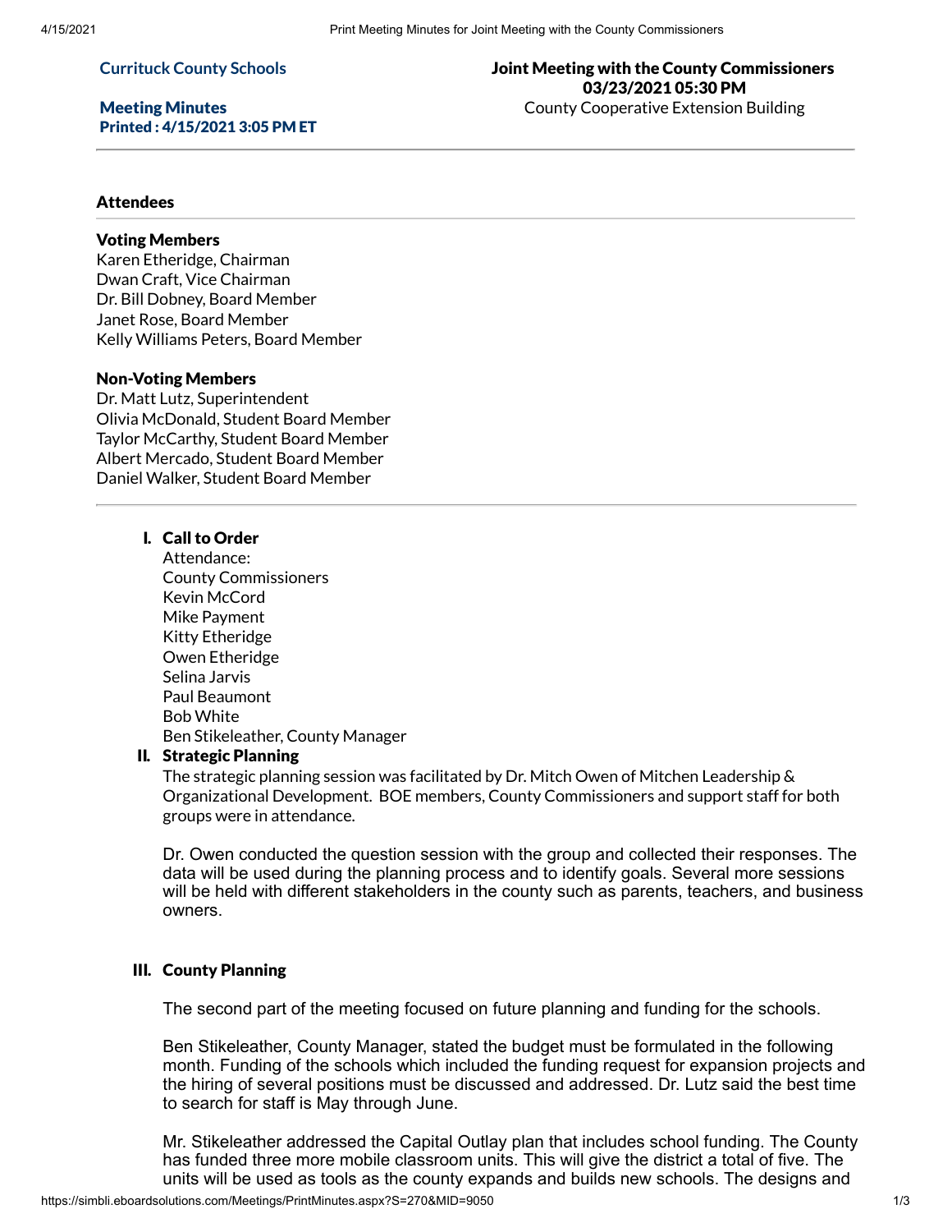**Currituck County Schools**

**Meeting Minutes**
**Printed : 4/15/2021 3:05 PM ET**

**Joint Meeting with the County Commissioners**
**03/23/2021 05:30 PM**
County Cooperative Extension Building

---

## Attendees

### Voting Members

Karen Etheridge, Chairman
Dwan Craft, Vice Chairman
Dr. Bill Dobney, Board Member
Janet Rose, Board Member
Kelly Williams Peters, Board Member

### Non-Voting Members

Dr. Matt Lutz, Superintendent
Olivia McDonald, Student Board Member
Taylor McCarthy, Student Board Member
Albert Mercado, Student Board Member
Daniel Walker, Student Board Member

---

### I. Call to Order

Attendance:
County Commissioners
Kevin McCord
Mike Payment
Kitty Etheridge
Owen Etheridge
Selina Jarvis
Paul Beaumont
Bob White
Ben Stikeleather, County Manager

### II. Strategic Planning

The strategic planning session was facilitated by Dr. Mitch Owen of Mitchen Leadership & Organizational Development. BOE members, County Commissioners and support staff for both groups were in attendance.

Dr. Owen conducted the question session with the group and collected their responses. The data will be used during the planning process and to identify goals. Several more sessions will be held with different stakeholders in the county such as parents, teachers, and business owners.

### III. County Planning

The second part of the meeting focused on future planning and funding for the schools.

Ben Stikeleather, County Manager, stated the budget must be formulated in the following month. Funding of the schools which included the funding request for expansion projects and the hiring of several positions must be discussed and addressed. Dr. Lutz said the best time to search for staff is May through June.

Mr. Stikeleather addressed the Capital Outlay plan that includes school funding. The County has funded three more mobile classroom units. This will give the district a total of five. The units will be used as tools as the county expands and builds new schools. The designs and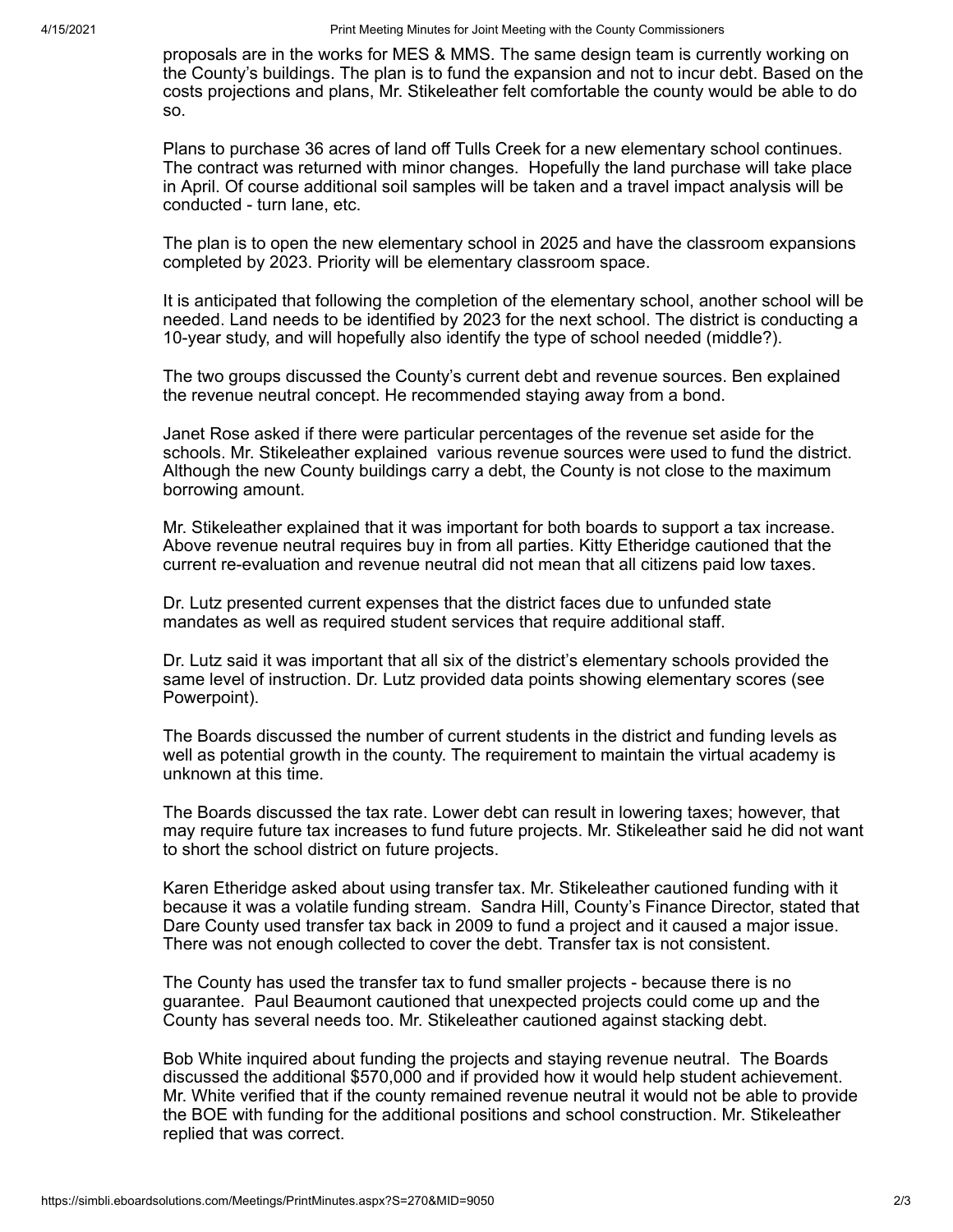proposals are in the works for MES & MMS. The same design team is currently working on the County's buildings. The plan is to fund the expansion and not to incur debt. Based on the costs projections and plans, Mr. Stikeleather felt comfortable the county would be able to do so.

Plans to purchase 36 acres of land off Tulls Creek for a new elementary school continues. The contract was returned with minor changes. Hopefully the land purchase will take place in April. Of course additional soil samples will be taken and a travel impact analysis will be conducted - turn lane, etc.

The plan is to open the new elementary school in 2025 and have the classroom expansions completed by 2023. Priority will be elementary classroom space.

It is anticipated that following the completion of the elementary school, another school will be needed. Land needs to be identified by 2023 for the next school. The district is conducting a 10-year study, and will hopefully also identify the type of school needed (middle?).

The two groups discussed the County's current debt and revenue sources. Ben explained the revenue neutral concept. He recommended staying away from a bond.

Janet Rose asked if there were particular percentages of the revenue set aside for the schools. Mr. Stikeleather explained various revenue sources were used to fund the district. Although the new County buildings carry a debt, the County is not close to the maximum borrowing amount.

Mr. Stikeleather explained that it was important for both boards to support a tax increase. Above revenue neutral requires buy in from all parties. Kitty Etheridge cautioned that the current re-evaluation and revenue neutral did not mean that all citizens paid low taxes.

Dr. Lutz presented current expenses that the district faces due to unfunded state mandates as well as required student services that require additional staff.

Dr. Lutz said it was important that all six of the district's elementary schools provided the same level of instruction. Dr. Lutz provided data points showing elementary scores (see Powerpoint).

The Boards discussed the number of current students in the district and funding levels as well as potential growth in the county. The requirement to maintain the virtual academy is unknown at this time.

The Boards discussed the tax rate. Lower debt can result in lowering taxes; however, that may require future tax increases to fund future projects. Mr. Stikeleather said he did not want to short the school district on future projects.

Karen Etheridge asked about using transfer tax. Mr. Stikeleather cautioned funding with it because it was a volatile funding stream. Sandra Hill, County's Finance Director, stated that Dare County used transfer tax back in 2009 to fund a project and it caused a major issue. There was not enough collected to cover the debt. Transfer tax is not consistent.

The County has used the transfer tax to fund smaller projects - because there is no guarantee. Paul Beaumont cautioned that unexpected projects could come up and the County has several needs too. Mr. Stikeleather cautioned against stacking debt.

Bob White inquired about funding the projects and staying revenue neutral. The Boards discussed the additional $570,000 and if provided how it would help student achievement. Mr. White verified that if the county remained revenue neutral it would not be able to provide the BOE with funding for the additional positions and school construction. Mr. Stikeleather replied that was correct.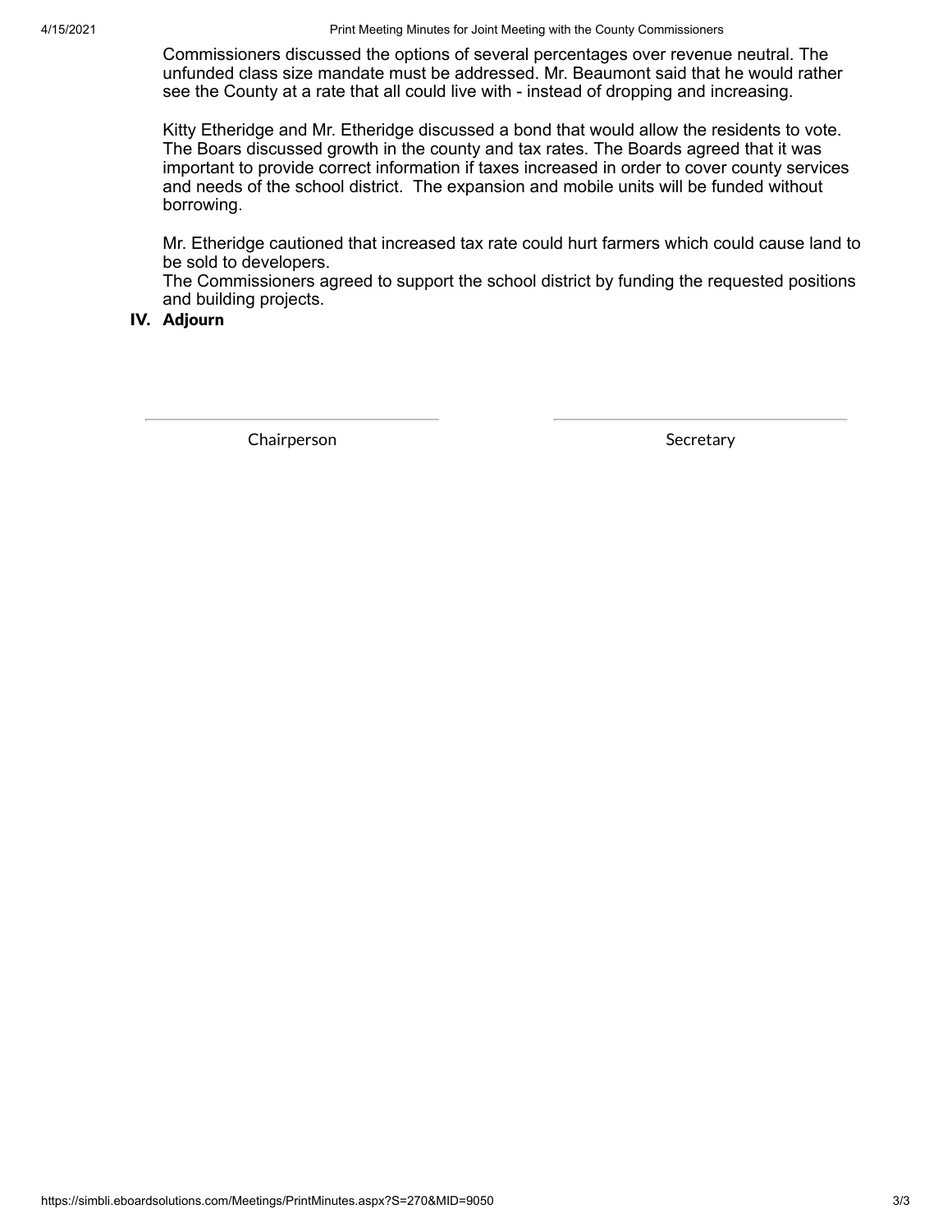Commissioners discussed the options of several percentages over revenue neutral. The unfunded class size mandate must be addressed. Mr. Beaumont said that he would rather see the County at a rate that all could live with - instead of dropping and increasing.

Kitty Etheridge and Mr. Etheridge discussed a bond that would allow the residents to vote. The Boars discussed growth in the county and tax rates. The Boards agreed that it was important to provide correct information if taxes increased in order to cover county services and needs of the school district. The expansion and mobile units will be funded without borrowing.

Mr. Etheridge cautioned that increased tax rate could hurt farmers which could cause land to be sold to developers.
The Commissioners agreed to support the school district by funding the requested positions and building projects.

## IV. Adjourn

Chairperson

Secretary